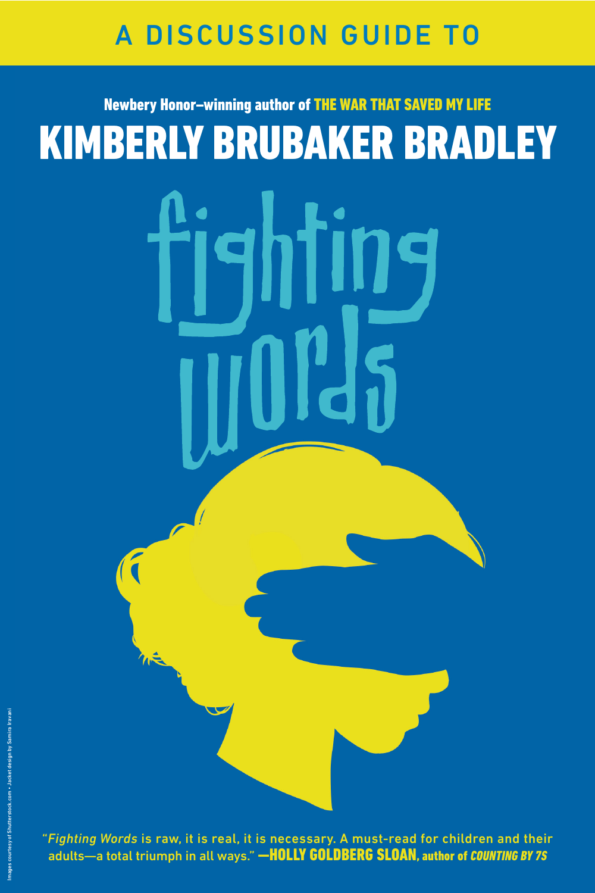# A DISCUSSION GUIDE TO

**Newbery Honor–winning author of THE WAR THAT SAVED MY LIFE**

# KIMBERLY BRUBAKER BRADLEY

# fighting words

"*Fighting Words* is raw, it is real, it is necessary. A must-read for children and their adults—a total triumph in all ways." **—HOLLY GOLDBERG SLOAN, author of *COUNTING BY 7S***

Images courtesy of Shutterstock.com • Jacket design by Samira Iravani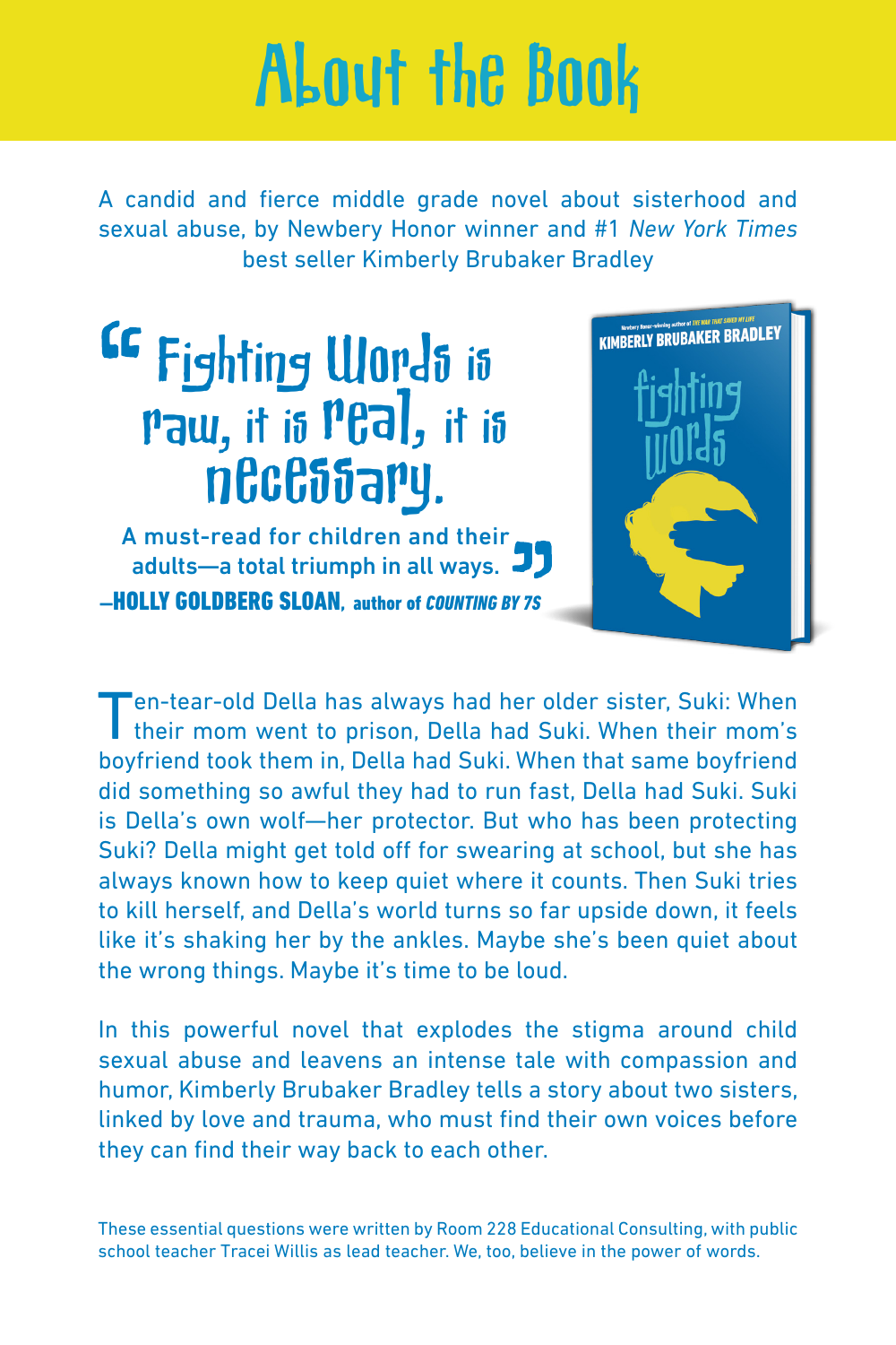# About the Book

A candid and fierce middle grade novel about sisterhood and sexual abuse, by Newbery Honor winner and #1 *New York Times* best seller Kimberly Brubaker Bradley

> "Fighting Words is raw, it is real, it is necessary. A must-read for children and their adults—a total triumph in all ways."
>
> —**HOLLY GOLDBERG SLOAN**, author of *COUNTING BY 7S*

Newbery Honor-winning author of *THE WAR THAT SAVED MY LIFE*
KIMBERLY BRUBAKER BRADLEY
fighting words

Ten-tear-old Della has always had her older sister, Suki: When their mom went to prison, Della had Suki. When their mom's boyfriend took them in, Della had Suki. When that same boyfriend did something so awful they had to run fast, Della had Suki. Suki is Della's own wolf—her protector. But who has been protecting Suki? Della might get told off for swearing at school, but she has always known how to keep quiet where it counts. Then Suki tries to kill herself, and Della's world turns so far upside down, it feels like it's shaking her by the ankles. Maybe she's been quiet about the wrong things. Maybe it's time to be loud.

In this powerful novel that explodes the stigma around child sexual abuse and leavens an intense tale with compassion and humor, Kimberly Brubaker Bradley tells a story about two sisters, linked by love and trauma, who must find their own voices before they can find their way back to each other.

These essential questions were written by Room 228 Educational Consulting, with public school teacher Tracei Willis as lead teacher. We, too, believe in the power of words.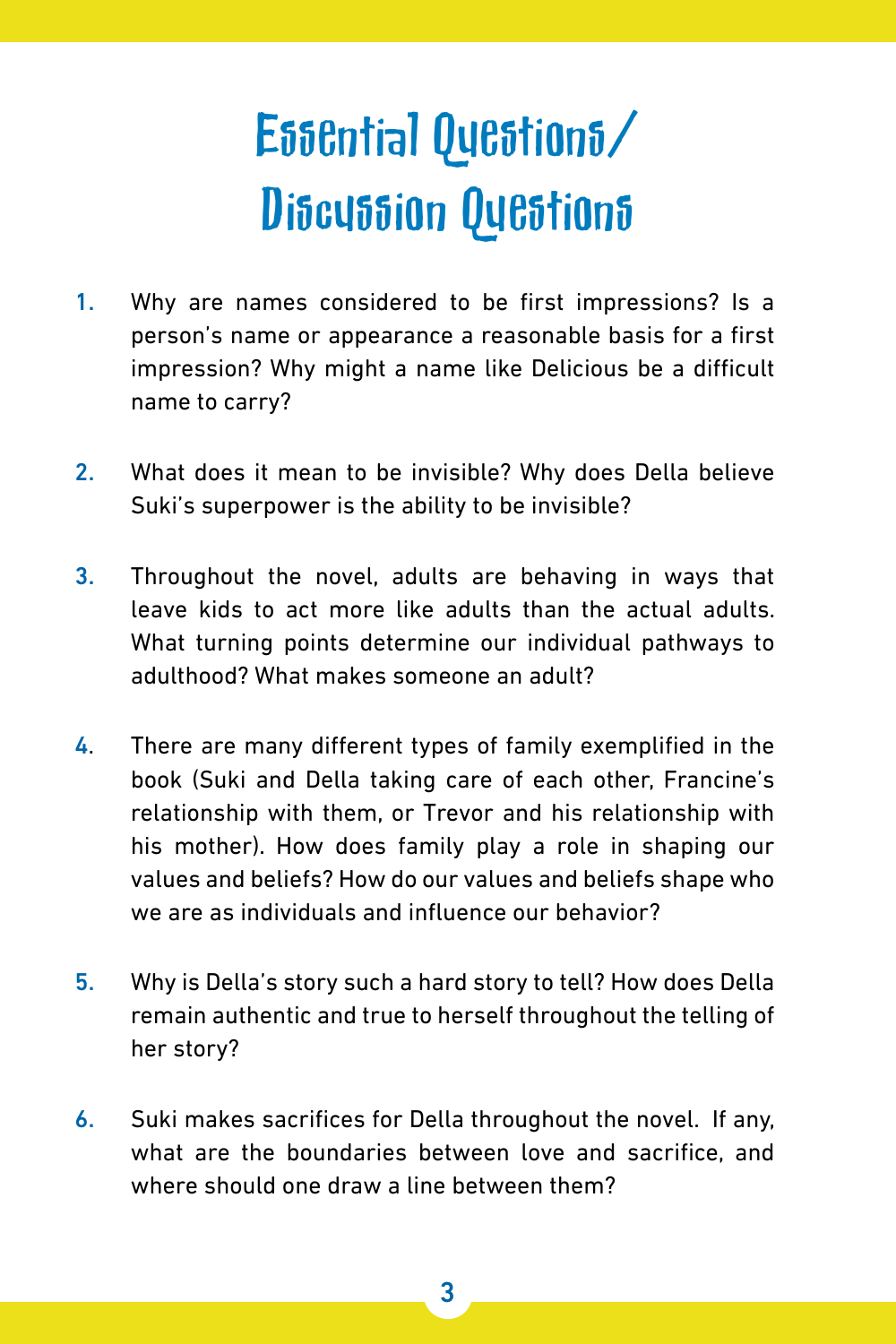# Essential Questions/ Discussion Questions

1. Why are names considered to be first impressions? Is a person's name or appearance a reasonable basis for a first impression? Why might a name like Delicious be a difficult name to carry?

2. What does it mean to be invisible? Why does Della believe Suki's superpower is the ability to be invisible?

3. Throughout the novel, adults are behaving in ways that leave kids to act more like adults than the actual adults. What turning points determine our individual pathways to adulthood? What makes someone an adult?

4. There are many different types of family exemplified in the book (Suki and Della taking care of each other, Francine's relationship with them, or Trevor and his relationship with his mother). How does family play a role in shaping our values and beliefs? How do our values and beliefs shape who we are as individuals and influence our behavior?

5. Why is Della's story such a hard story to tell? How does Della remain authentic and true to herself throughout the telling of her story?

6. Suki makes sacrifices for Della throughout the novel. If any, what are the boundaries between love and sacrifice, and where should one draw a line between them?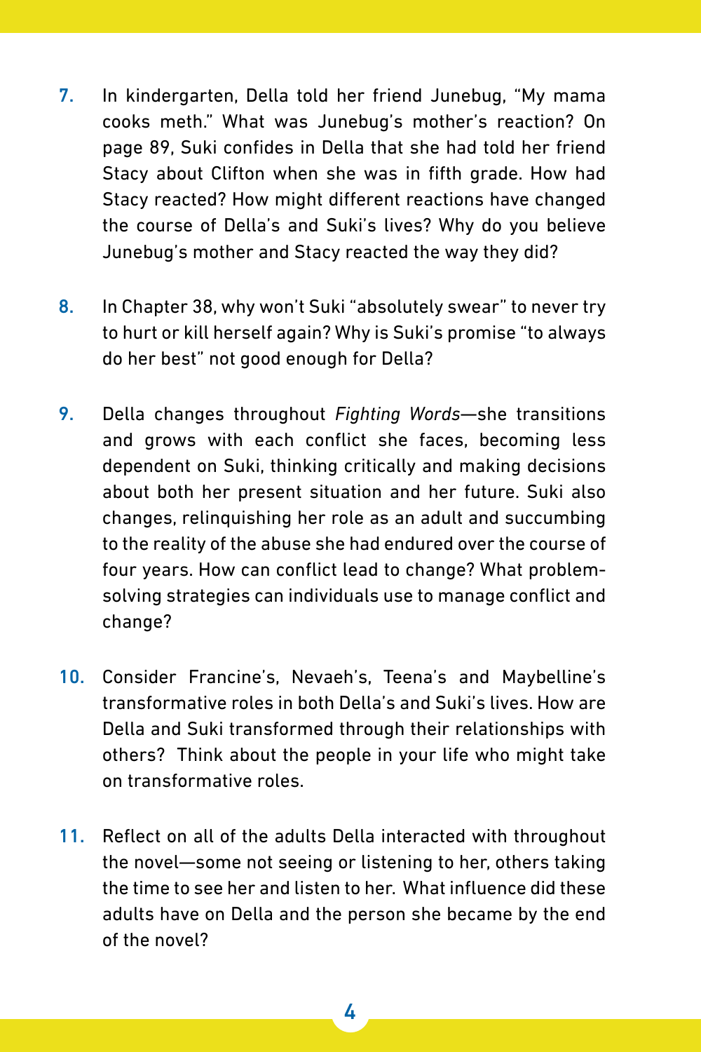7. In kindergarten, Della told her friend Junebug, "My mama cooks meth." What was Junebug's mother's reaction? On page 89, Suki confides in Della that she had told her friend Stacy about Clifton when she was in fifth grade. How had Stacy reacted? How might different reactions have changed the course of Della's and Suki's lives? Why do you believe Junebug's mother and Stacy reacted the way they did?

8. In Chapter 38, why won't Suki "absolutely swear" to never try to hurt or kill herself again? Why is Suki's promise "to always do her best" not good enough for Della?

9. Della changes throughout *Fighting Words*—she transitions and grows with each conflict she faces, becoming less dependent on Suki, thinking critically and making decisions about both her present situation and her future. Suki also changes, relinquishing her role as an adult and succumbing to the reality of the abuse she had endured over the course of four years. How can conflict lead to change? What problem-solving strategies can individuals use to manage conflict and change?

10. Consider Francine's, Nevaeh's, Teena's and Maybelline's transformative roles in both Della's and Suki's lives. How are Della and Suki transformed through their relationships with others? Think about the people in your life who might take on transformative roles.

11. Reflect on all of the adults Della interacted with throughout the novel—some not seeing or listening to her, others taking the time to see her and listen to her. What influence did these adults have on Della and the person she became by the end of the novel?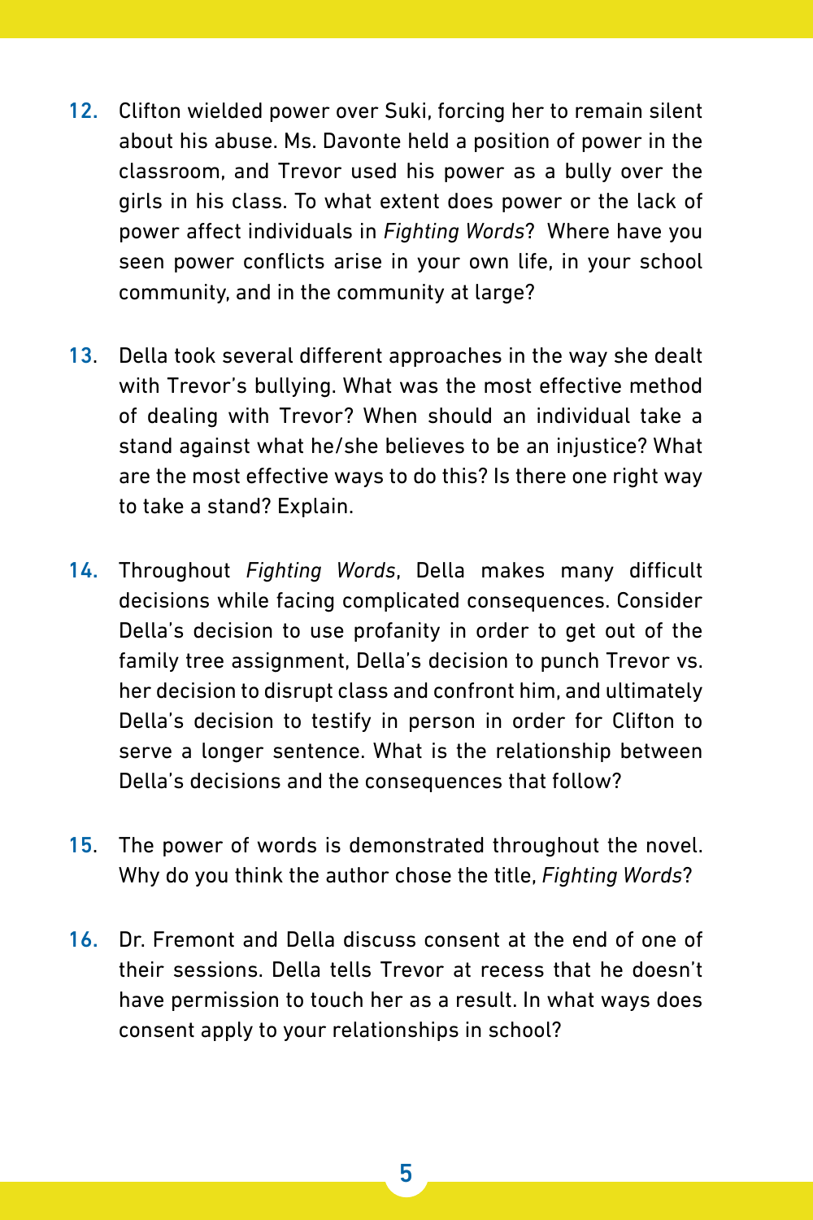12. Clifton wielded power over Suki, forcing her to remain silent about his abuse. Ms. Davonte held a position of power in the classroom, and Trevor used his power as a bully over the girls in his class. To what extent does power or the lack of power affect individuals in *Fighting Words*? Where have you seen power conflicts arise in your own life, in your school community, and in the community at large?

13. Della took several different approaches in the way she dealt with Trevor's bullying. What was the most effective method of dealing with Trevor? When should an individual take a stand against what he/she believes to be an injustice? What are the most effective ways to do this? Is there one right way to take a stand? Explain.

14. Throughout *Fighting Words*, Della makes many difficult decisions while facing complicated consequences. Consider Della's decision to use profanity in order to get out of the family tree assignment, Della's decision to punch Trevor vs. her decision to disrupt class and confront him, and ultimately Della's decision to testify in person in order for Clifton to serve a longer sentence. What is the relationship between Della's decisions and the consequences that follow?

15. The power of words is demonstrated throughout the novel. Why do you think the author chose the title, *Fighting Words*?

16. Dr. Fremont and Della discuss consent at the end of one of their sessions. Della tells Trevor at recess that he doesn't have permission to touch her as a result. In what ways does consent apply to your relationships in school?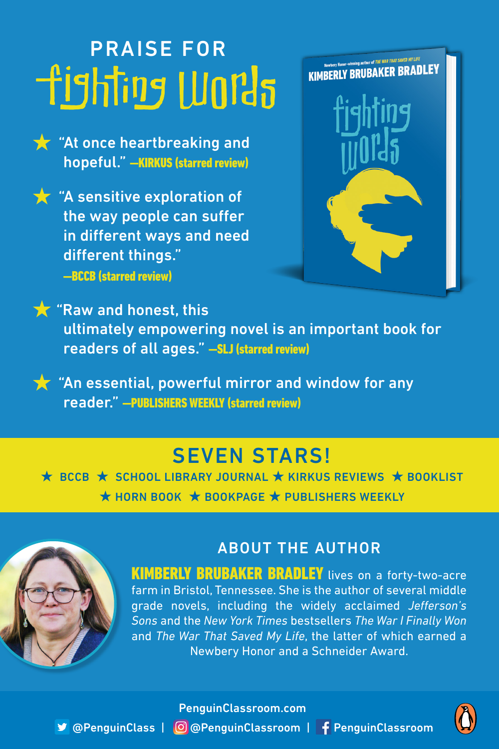# PRAISE FOR *fighting words*

★ "At once heartbreaking and hopeful." **—KIRKUS (starred review)**

★ "A sensitive exploration of the way people can suffer in different ways and need different things." **—BCCB (starred review)**

★ "Raw and honest, this ultimately empowering novel is an important book for readers of all ages." **—SLJ (starred review)**

★ "An essential, powerful mirror and window for any reader." **—PUBLISHERS WEEKLY (starred review)**

## SEVEN STARS!

★ BCCB ★ SCHOOL LIBRARY JOURNAL ★ KIRKUS REVIEWS ★ BOOKLIST ★ HORN BOOK ★ BOOKPAGE ★ PUBLISHERS WEEKLY

## ABOUT THE AUTHOR

**KIMBERLY BRUBAKER BRADLEY** lives on a forty-two-acre farm in Bristol, Tennessee. She is the author of several middle grade novels, including the widely acclaimed *Jefferson's Sons* and the *New York Times* bestsellers *The War I Finally Won* and *The War That Saved My Life*, the latter of which earned a Newbery Honor and a Schneider Award.

PenguinClassroom.com

@PenguinClass | @PenguinClassroom | PenguinClassroom